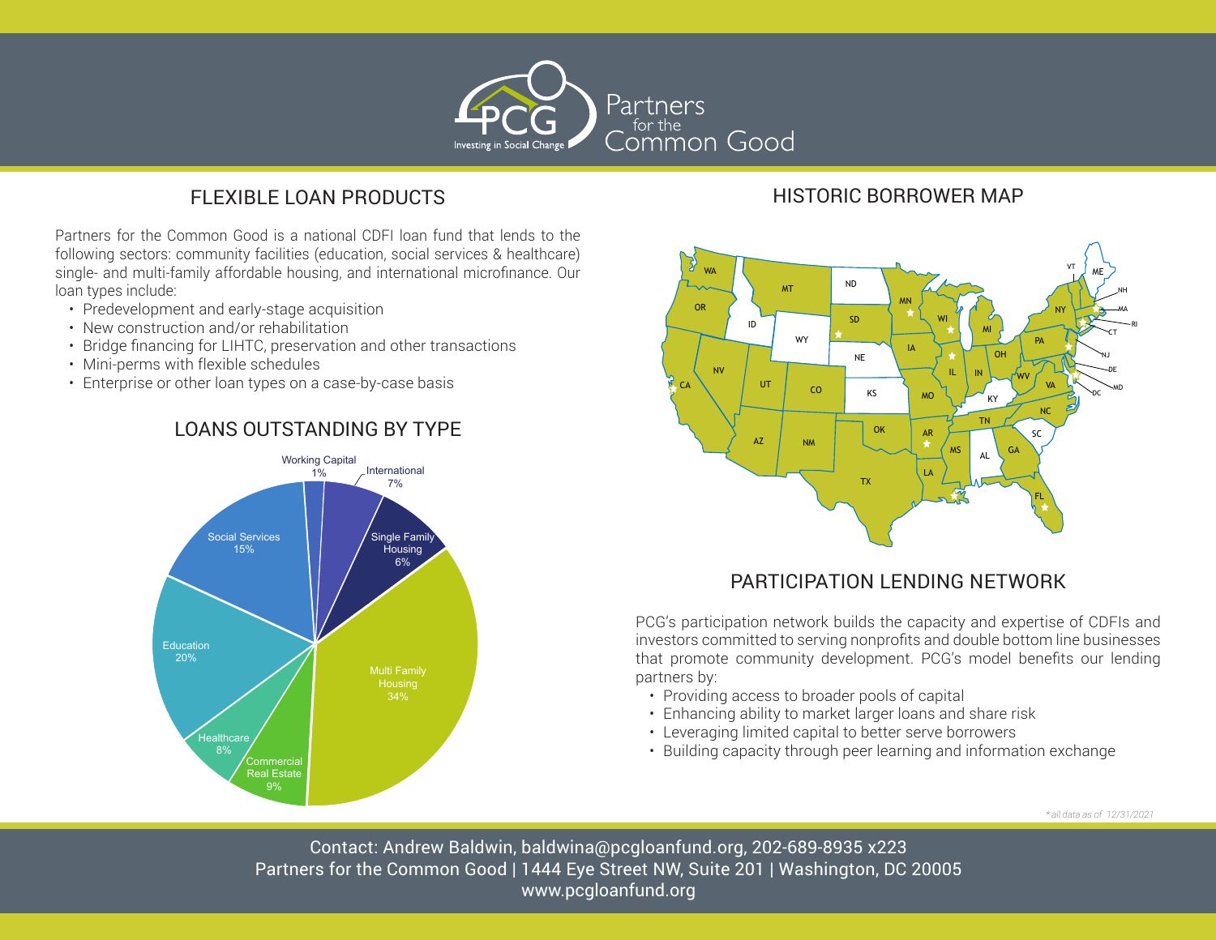PCG

Investing in Social Change

Partners for the Common Good

## FLEXIBLE LOAN PRODUCTS

Partners for the Common Good is a national CDFI loan fund that lends to the following sectors: community facilities (education, social services & healthcare) single- and multi-family affordable housing, and international microfinance. Our loan types include:

- Predevelopment and early-stage acquisition
- New construction and/or rehabilitation
- Bridge financing for LIHTC, preservation and other transactions
- Mini-perms with flexible schedules
- Enterprise or other loan types on a case-by-case basis

## LOANS OUTSTANDING BY TYPE

Working Capital 1%
International 7%
Single Family Housing 6%
Multi Family Housing 34%
Commercial Real Estate 9%
Healthcare 8%
Education 20%
Social Services 15%

## HISTORIC BORROWER MAP

WA, OR, CA, ID, NV, MT, WY, UT, AZ, CO, NM, ND, SD, NE, KS, OK, TX, MN, IA, MO, AR, LA, WI, IL, MS, MI, IN, KY, TN, AL, OH, GA, FL, SC, NC, VA, WV, PA, NY, VT, ME, NH, MA, RI, CT, NJ, DE, MD, DC

## PARTICIPATION LENDING NETWORK

PCG's participation network builds the capacity and expertise of CDFIs and investors committed to serving nonprofits and double bottom line businesses that promote community development. PCG's model benefits our lending partners by:

- Providing access to broader pools of capital
- Enhancing ability to market larger loans and share risk
- Leveraging limited capital to better serve borrowers
- Building capacity through peer learning and information exchange

*all data as of 12/31/2021*

Contact: Andrew Baldwin, baldwina@pcgloanfund.org, 202-689-8935 x223
Partners for the Common Good | 1444 Eye Street NW, Suite 201 | Washington, DC 20005
www.pcgloanfund.org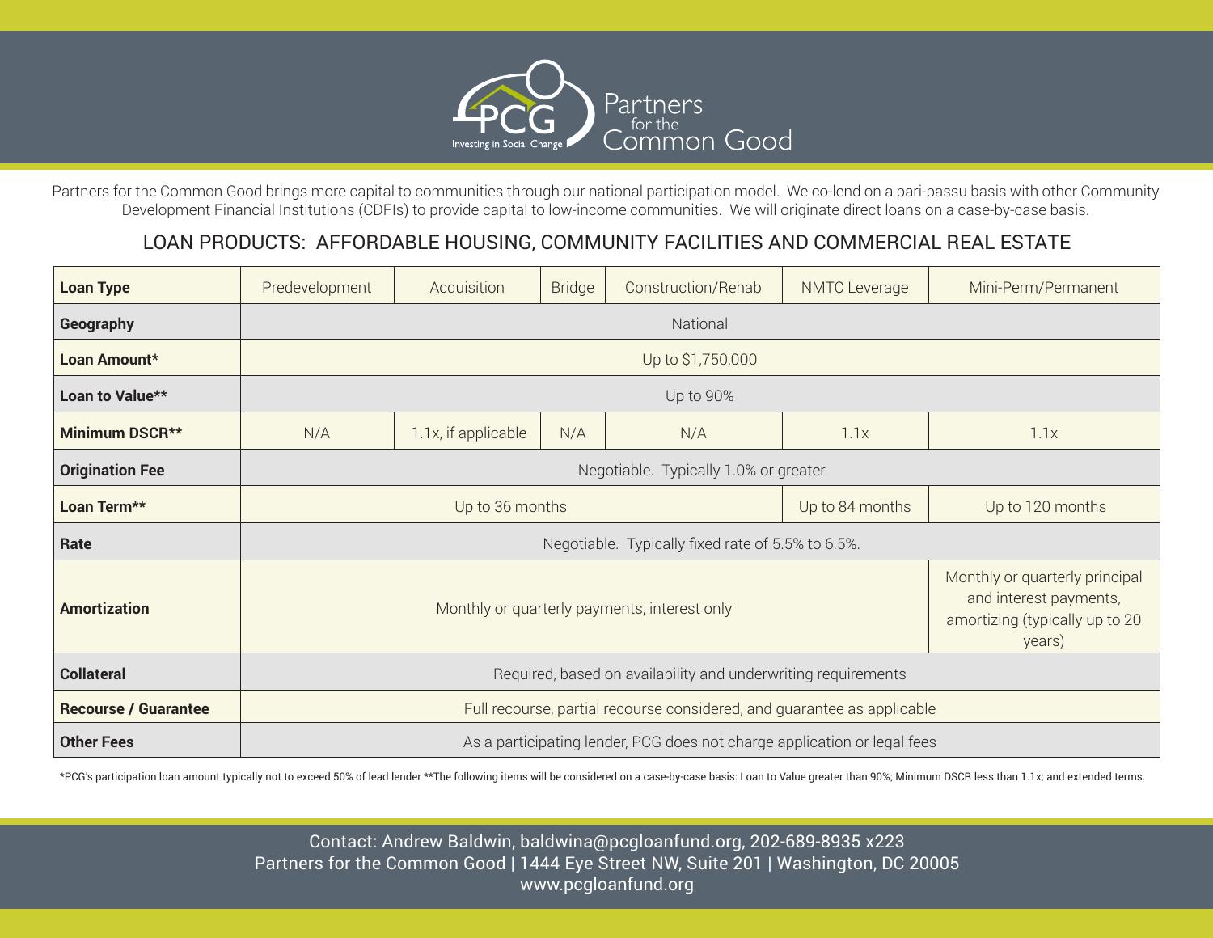Partners for the Common Good

Partners for the Common Good brings more capital to communities through our national participation model. We co-lend on a pari-passu basis with other Community Development Financial Institutions (CDFIs) to provide capital to low-income communities. We will originate direct loans on a case-by-case basis.

## LOAN PRODUCTS: AFFORDABLE HOUSING, COMMUNITY FACILITIES AND COMMERCIAL REAL ESTATE

| **Loan Type** | Predevelopment | Acquisition | Bridge | Construction/Rehab | NMTC Leverage | Mini-Perm/Permanent |
|---|---|---|---|---|---|---|
| **Geography** | National | | | | | |
| **Loan Amount*** | Up to $1,750,000 | | | | | |
| **Loan to Value**** | Up to 90% | | | | | |
| **Minimum DSCR**** | N/A | 1.1x, if applicable | N/A | N/A | 1.1x | 1.1x |
| **Origination Fee** | Negotiable. Typically 1.0% or greater | | | | | |
| **Loan Term**** | Up to 36 months | | | | Up to 84 months | Up to 120 months |
| **Rate** | Negotiable. Typically fixed rate of 5.5% to 6.5%. | | | | | |
| **Amortization** | Monthly or quarterly payments, interest only | | | | | Monthly or quarterly principal and interest payments, amortizing (typically up to 20 years) |
| **Collateral** | Required, based on availability and underwriting requirements | | | | | |
| **Recourse / Guarantee** | Full recourse, partial recourse considered, and guarantee as applicable | | | | | |
| **Other Fees** | As a participating lender, PCG does not charge application or legal fees | | | | | |

*PCG's participation loan amount typically not to exceed 50% of lead lender **The following items will be considered on a case-by-case basis: Loan to Value greater than 90%; Minimum DSCR less than 1.1x; and extended terms.

Contact: Andrew Baldwin, baldwina@pcgloanfund.org, 202-689-8935 x223
Partners for the Common Good | 1444 Eye Street NW, Suite 201 | Washington, DC 20005
www.pcgloanfund.org